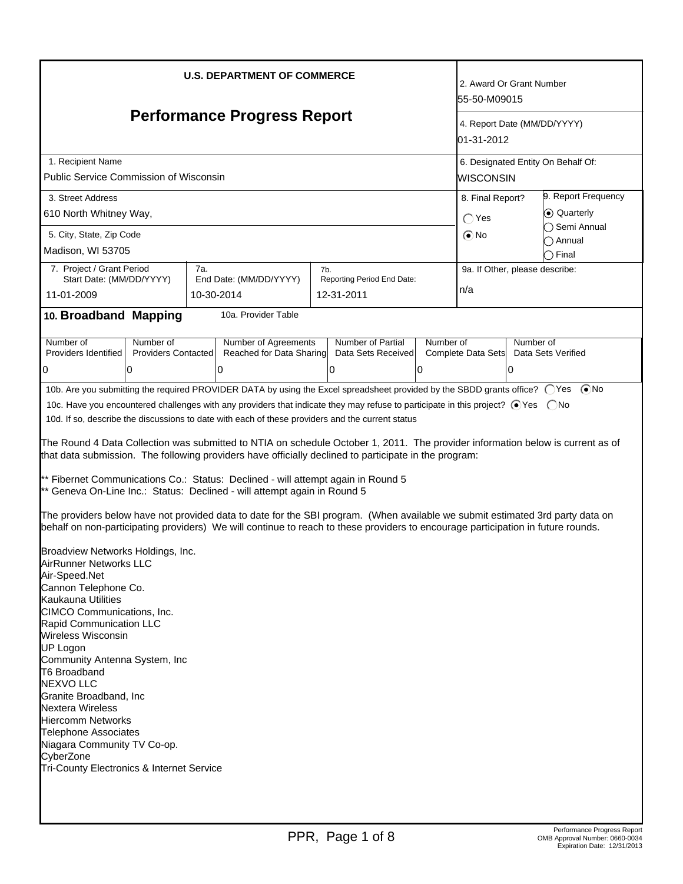**U.S. DEPARTMENT OF COMMERCE**

# Performance Progress Report

| | |
|---|---|
| 2. Award Or Grant Number | 55-50-M09015 |
| 4. Report Date (MM/DD/YYYY) | 01-31-2012 |
| 1. Recipient Name | Public Service Commission of Wisconsin |
| 6. Designated Entity On Behalf Of: | WISCONSIN |
| 3. Street Address | 610 North Whitney Way, |
| 5. City, State, Zip Code | Madison, WI 53705 |
| 8. Final Report? | ◯ Yes ⦿ No |
| 9. Report Frequency | ⦿ Quarterly ◯ Semi Annual ◯ Annual ◯ Final |
| 7. Project / Grant Period Start Date: (MM/DD/YYYY) | 11-01-2009 |
| 7a. End Date: (MM/DD/YYYY) | 10-30-2014 |
| 7b. Reporting Period End Date: | 12-31-2011 |
| 9a. If Other, please describe: | n/a |

## 10. Broadband Mapping

10a. Provider Table

| Number of Providers Identified | Number of Providers Contacted | Number of Agreements Reached for Data Sharing | Number of Partial Data Sets Received | Number of Complete Data Sets | Number of Data Sets Verified |
|---|---|---|---|---|---|
| 0 | 0 | 0 | 0 | 0 | 0 |

10b. Are you submitting the required PROVIDER DATA by using the Excel spreadsheet provided by the SBDD grants office? ◯ Yes ⦿ No

10c. Have you encountered challenges with any providers that indicate they may refuse to participate in this project? ⦿ Yes ◯ No

10d. If so, describe the discussions to date with each of these providers and the current status

The Round 4 Data Collection was submitted to NTIA on schedule October 1, 2011. The provider information below is current as of that data submission. The following providers have officially declined to participate in the program:

** Fibernet Communications Co.: Status: Declined - will attempt again in Round 5
** Geneva On-Line Inc.: Status: Declined - will attempt again in Round 5

The providers below have not provided data to date for the SBI program. (When available we submit estimated 3rd party data on behalf on non-participating providers) We will continue to reach to these providers to encourage participation in future rounds.

Broadview Networks Holdings, Inc.
AirRunner Networks LLC
Air-Speed.Net
Cannon Telephone Co.
Kaukauna Utilities
CIMCO Communications, Inc.
Rapid Communication LLC
Wireless Wisconsin
UP Logon
Community Antenna System, Inc
T6 Broadband
NEXVO LLC
Granite Broadband, Inc
Nextera Wireless
Hiercomm Networks
Telephone Associates
Niagara Community TV Co-op.
CyberZone
Tri-County Electronics & Internet Service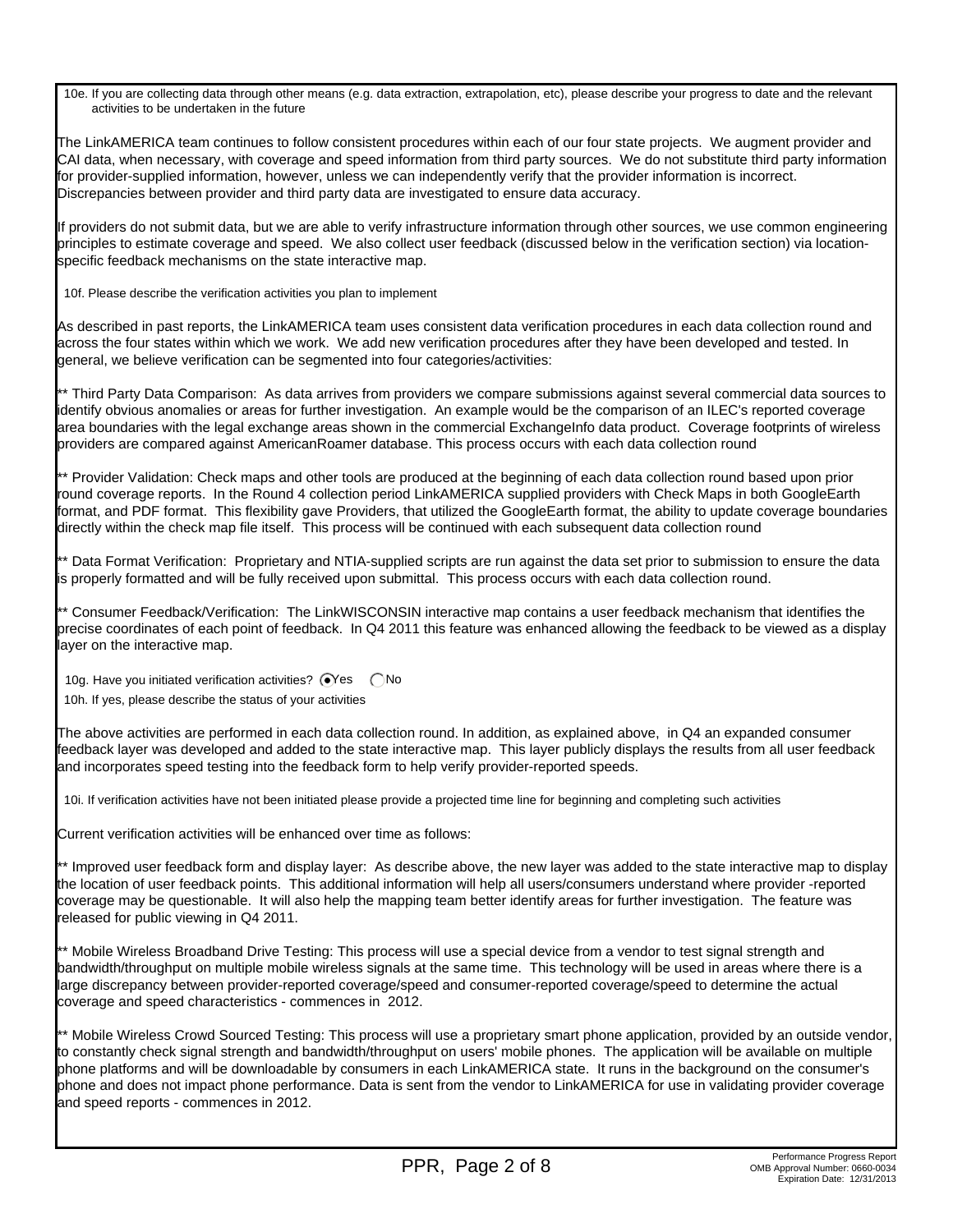10e. If you are collecting data through other means (e.g. data extraction, extrapolation, etc), please describe your progress to date and the relevant activities to be undertaken in the future

The LinkAMERICA team continues to follow consistent procedures within each of our four state projects. We augment provider and CAI data, when necessary, with coverage and speed information from third party sources. We do not substitute third party information for provider-supplied information, however, unless we can independently verify that the provider information is incorrect. Discrepancies between provider and third party data are investigated to ensure data accuracy.

If providers do not submit data, but we are able to verify infrastructure information through other sources, we use common engineering principles to estimate coverage and speed. We also collect user feedback (discussed below in the verification section) via location-specific feedback mechanisms on the state interactive map.

10f. Please describe the verification activities you plan to implement

As described in past reports, the LinkAMERICA team uses consistent data verification procedures in each data collection round and across the four states within which we work. We add new verification procedures after they have been developed and tested. In general, we believe verification can be segmented into four categories/activities:

** Third Party Data Comparison: As data arrives from providers we compare submissions against several commercial data sources to identify obvious anomalies or areas for further investigation. An example would be the comparison of an ILEC's reported coverage area boundaries with the legal exchange areas shown in the commercial ExchangeInfo data product. Coverage footprints of wireless providers are compared against AmericanRoamer database. This process occurs with each data collection round

** Provider Validation: Check maps and other tools are produced at the beginning of each data collection round based upon prior round coverage reports. In the Round 4 collection period LinkAMERICA supplied providers with Check Maps in both GoogleEarth format, and PDF format. This flexibility gave Providers, that utilized the GoogleEarth format, the ability to update coverage boundaries directly within the check map file itself. This process will be continued with each subsequent data collection round

** Data Format Verification: Proprietary and NTIA-supplied scripts are run against the data set prior to submission to ensure the data is properly formatted and will be fully received upon submittal. This process occurs with each data collection round.

** Consumer Feedback/Verification: The LinkWISCONSIN interactive map contains a user feedback mechanism that identifies the precise coordinates of each point of feedback. In Q4 2011 this feature was enhanced allowing the feedback to be viewed as a display layer on the interactive map.

10g. Have you initiated verification activities? (●) Yes ( ) No

10h. If yes, please describe the status of your activities

The above activities are performed in each data collection round. In addition, as explained above, in Q4 an expanded consumer feedback layer was developed and added to the state interactive map. This layer publicly displays the results from all user feedback and incorporates speed testing into the feedback form to help verify provider-reported speeds.

10i. If verification activities have not been initiated please provide a projected time line for beginning and completing such activities

Current verification activities will be enhanced over time as follows:

** Improved user feedback form and display layer: As describe above, the new layer was added to the state interactive map to display the location of user feedback points. This additional information will help all users/consumers understand where provider -reported coverage may be questionable. It will also help the mapping team better identify areas for further investigation. The feature was released for public viewing in Q4 2011.

** Mobile Wireless Broadband Drive Testing: This process will use a special device from a vendor to test signal strength and bandwidth/throughput on multiple mobile wireless signals at the same time. This technology will be used in areas where there is a large discrepancy between provider-reported coverage/speed and consumer-reported coverage/speed to determine the actual coverage and speed characteristics - commences in 2012.

** Mobile Wireless Crowd Sourced Testing: This process will use a proprietary smart phone application, provided by an outside vendor, to constantly check signal strength and bandwidth/throughput on users' mobile phones. The application will be available on multiple phone platforms and will be downloadable by consumers in each LinkAMERICA state. It runs in the background on the consumer's phone and does not impact phone performance. Data is sent from the vendor to LinkAMERICA for use in validating provider coverage and speed reports - commences in 2012.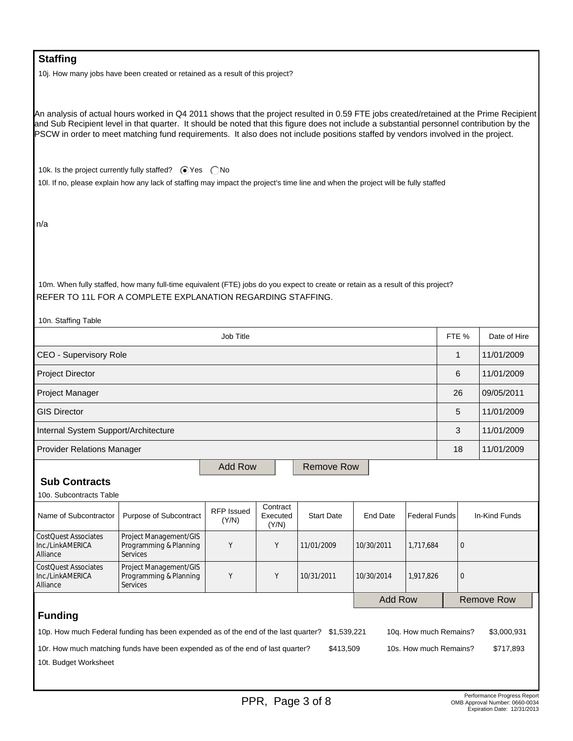## Staffing

10j. How many jobs have been created or retained as a result of this project?

An analysis of actual hours worked in Q4 2011 shows that the project resulted in 0.59 FTE jobs created/retained at the Prime Recipient and Sub Recipient level in that quarter. It should be noted that this figure does not include a substantial personnel contribution by the PSCW in order to meet matching fund requirements. It also does not include positions staffed by vendors involved in the project.

10k. Is the project currently fully staffed? (•) Yes ( ) No

10l. If no, please explain how any lack of staffing may impact the project's time line and when the project will be fully staffed

n/a

10m. When fully staffed, how many full-time equivalent (FTE) jobs do you expect to create or retain as a result of this project?

REFER TO 11L FOR A COMPLETE EXPLANATION REGARDING STAFFING.

10n. Staffing Table

| Job Title | FTE % | Date of Hire |
|---|---|---|
| CEO - Supervisory Role | 1 | 11/01/2009 |
| Project Director | 6 | 11/01/2009 |
| Project Manager | 26 | 09/05/2011 |
| GIS Director | 5 | 11/01/2009 |
| Internal System Support/Architecture | 3 | 11/01/2009 |
| Provider Relations Manager | 18 | 11/01/2009 |

## Sub Contracts

10o. Subcontracts Table

| Name of Subcontractor | Purpose of Subcontract | RFP Issued (Y/N) | Contract Executed (Y/N) | Start Date | End Date | Federal Funds | In-Kind Funds |
|---|---|---|---|---|---|---|---|
| CostQuest Associates Inc./LinkAMERICA Alliance | Project Management/GIS Programming & Planning Services | Y | Y | 11/01/2009 | 10/30/2011 | 1,717,684 | 0 |
| CostQuest Associates Inc./LinkAMERICA Alliance | Project Management/GIS Programming & Planning Services | Y | Y | 10/31/2011 | 10/30/2014 | 1,917,826 | 0 |

## Funding

10p. How much Federal funding has been expended as of the end of the last quarter? $1,539,221 10q. How much Remains? $3,000,931

10r. How much matching funds have been expended as of the end of last quarter? $413,509 10s. How much Remains? $717,893

10t. Budget Worksheet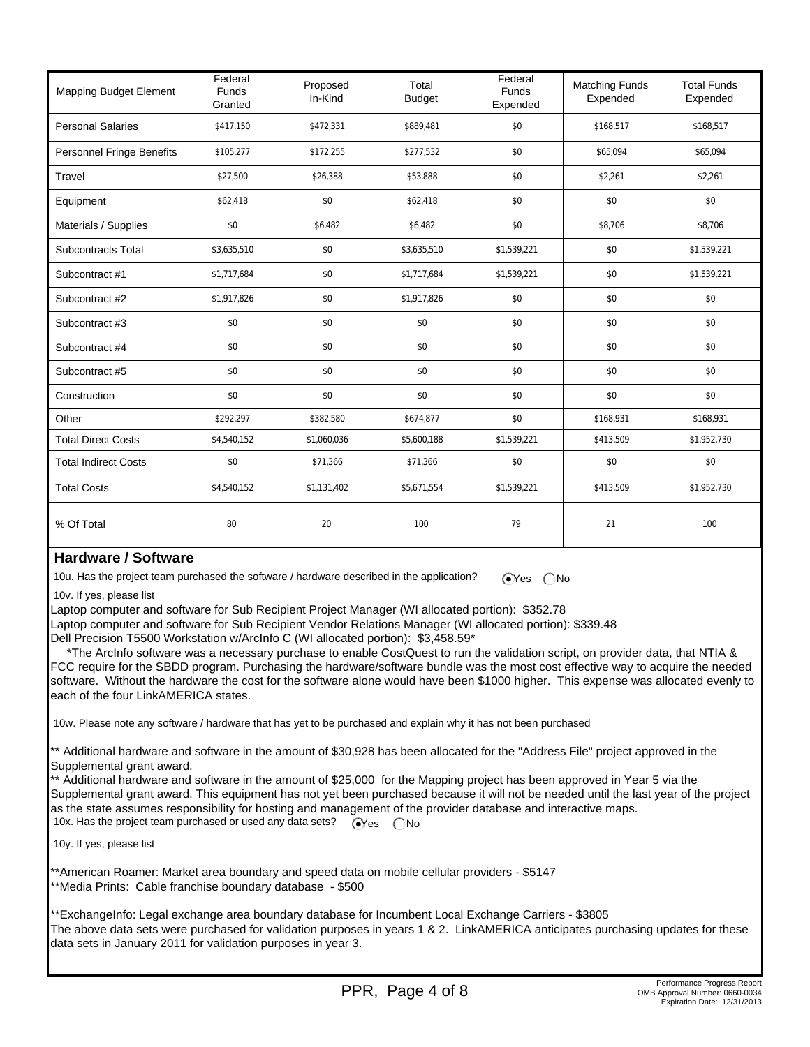| Mapping Budget Element | Federal Funds Granted | Proposed In-Kind | Total Budget | Federal Funds Expended | Matching Funds Expended | Total Funds Expended |
|---|---|---|---|---|---|---|
| Personal Salaries | $417,150 | $472,331 | $889,481 | $0 | $168,517 | $168,517 |
| Personnel Fringe Benefits | $105,277 | $172,255 | $277,532 | $0 | $65,094 | $65,094 |
| Travel | $27,500 | $26,388 | $53,888 | $0 | $2,261 | $2,261 |
| Equipment | $62,418 | $0 | $62,418 | $0 | $0 | $0 |
| Materials / Supplies | $0 | $6,482 | $6,482 | $0 | $8,706 | $8,706 |
| Subcontracts Total | $3,635,510 | $0 | $3,635,510 | $1,539,221 | $0 | $1,539,221 |
| Subcontract #1 | $1,717,684 | $0 | $1,717,684 | $1,539,221 | $0 | $1,539,221 |
| Subcontract #2 | $1,917,826 | $0 | $1,917,826 | $0 | $0 | $0 |
| Subcontract #3 | $0 | $0 | $0 | $0 | $0 | $0 |
| Subcontract #4 | $0 | $0 | $0 | $0 | $0 | $0 |
| Subcontract #5 | $0 | $0 | $0 | $0 | $0 | $0 |
| Construction | $0 | $0 | $0 | $0 | $0 | $0 |
| Other | $292,297 | $382,580 | $674,877 | $0 | $168,931 | $168,931 |
| Total Direct Costs | $4,540,152 | $1,060,036 | $5,600,188 | $1,539,221 | $413,509 | $1,952,730 |
| Total Indirect Costs | $0 | $71,366 | $71,366 | $0 | $0 | $0 |
| Total Costs | $4,540,152 | $1,131,402 | $5,671,554 | $1,539,221 | $413,509 | $1,952,730 |
| % Of Total | 80 | 20 | 100 | 79 | 21 | 100 |

## Hardware / Software

10u. Has the project team purchased the software / hardware described in the application? (•) Yes ( ) No

10v. If yes, please list

Laptop computer and software for Sub Recipient Project Manager (WI allocated portion): $352.78
Laptop computer and software for Sub Recipient Vendor Relations Manager (WI allocated portion): $339.48
Dell Precision T5500 Workstation w/ArcInfo C (WI allocated portion): $3,458.59*

*The ArcInfo software was a necessary purchase to enable CostQuest to run the validation script, on provider data, that NTIA & FCC require for the SBDD program. Purchasing the hardware/software bundle was the most cost effective way to acquire the needed software. Without the hardware the cost for the software alone would have been $1000 higher. This expense was allocated evenly to each of the four LinkAMERICA states.

10w. Please note any software / hardware that has yet to be purchased and explain why it has not been purchased

** Additional hardware and software in the amount of $30,928 has been allocated for the "Address File" project approved in the Supplemental grant award.
** Additional hardware and software in the amount of $25,000 for the Mapping project has been approved in Year 5 via the Supplemental grant award. This equipment has not yet been purchased because it will not be needed until the last year of the project as the state assumes responsibility for hosting and management of the provider database and interactive maps.

10x. Has the project team purchased or used any data sets? (•) Yes ( ) No

10y. If yes, please list

**American Roamer: Market area boundary and speed data on mobile cellular providers - $5147
**Media Prints: Cable franchise boundary database - $500

**ExchangeInfo: Legal exchange area boundary database for Incumbent Local Exchange Carriers - $3805
The above data sets were purchased for validation purposes in years 1 & 2. LinkAMERICA anticipates purchasing updates for these data sets in January 2011 for validation purposes in year 3.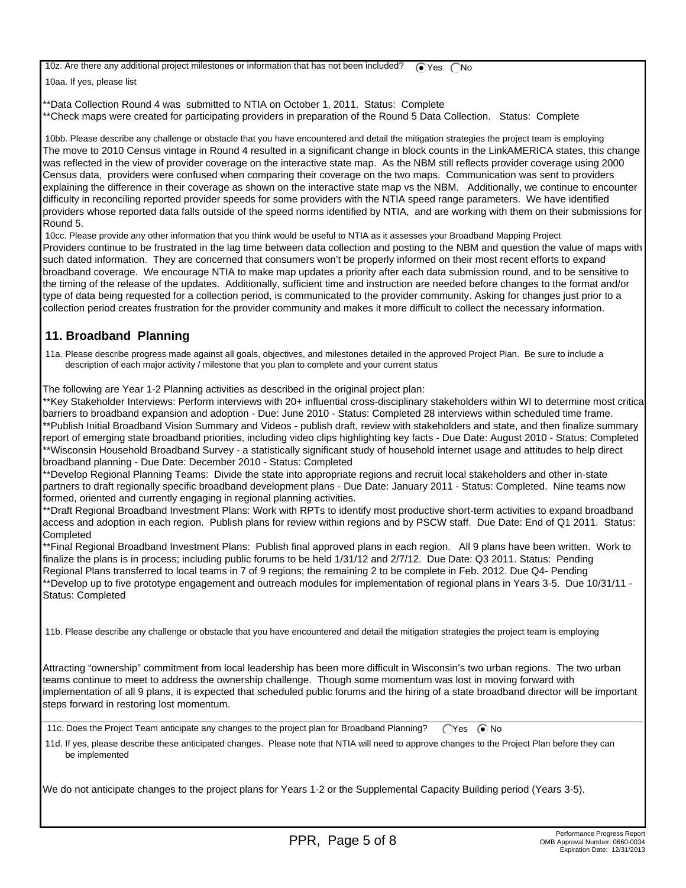10z. Are there any additional project milestones or information that has not been included? (●) Yes ( ) No

10aa. If yes, please list

**Data Collection Round 4 was submitted to NTIA on October 1, 2011. Status: Complete
**Check maps were created for participating providers in preparation of the Round 5 Data Collection. Status: Complete

10bb. Please describe any challenge or obstacle that you have encountered and detail the mitigation strategies the project team is employing

The move to 2010 Census vintage in Round 4 resulted in a significant change in block counts in the LinkAMERICA states, this change was reflected in the view of provider coverage on the interactive state map. As the NBM still reflects provider coverage using 2000 Census data, providers were confused when comparing their coverage on the two maps. Communication was sent to providers explaining the difference in their coverage as shown on the interactive state map vs the NBM. Additionally, we continue to encounter difficulty in reconciling reported provider speeds for some providers with the NTIA speed range parameters. We have identified providers whose reported data falls outside of the speed norms identified by NTIA, and are working with them on their submissions for Round 5.

10cc. Please provide any other information that you think would be useful to NTIA as it assesses your Broadband Mapping Project

Providers continue to be frustrated in the lag time between data collection and posting to the NBM and question the value of maps with such dated information. They are concerned that consumers won't be properly informed on their most recent efforts to expand broadband coverage. We encourage NTIA to make map updates a priority after each data submission round, and to be sensitive to the timing of the release of the updates. Additionally, sufficient time and instruction are needed before changes to the format and/or type of data being requested for a collection period, is communicated to the provider community. Asking for changes just prior to a collection period creates frustration for the provider community and makes it more difficult to collect the necessary information.

## 11. Broadband Planning

11a. Please describe progress made against all goals, objectives, and milestones detailed in the approved Project Plan. Be sure to include a description of each major activity / milestone that you plan to complete and your current status

The following are Year 1-2 Planning activities as described in the original project plan:
**Key Stakeholder Interviews: Perform interviews with 20+ influential cross-disciplinary stakeholders within WI to determine most critical barriers to broadband expansion and adoption - Due: June 2010 - Status: Completed 28 interviews within scheduled time frame.
**Publish Initial Broadband Vision Summary and Videos - publish draft, review with stakeholders and state, and then finalize summary report of emerging state broadband priorities, including video clips highlighting key facts - Due Date: August 2010 - Status: Completed
**Wisconsin Household Broadband Survey - a statistically significant study of household internet usage and attitudes to help direct broadband planning - Due Date: December 2010 - Status: Completed
**Develop Regional Planning Teams: Divide the state into appropriate regions and recruit local stakeholders and other in-state partners to draft regionally specific broadband development plans - Due Date: January 2011 - Status: Completed. Nine teams now formed, oriented and currently engaging in regional planning activities.
**Draft Regional Broadband Investment Plans: Work with RPTs to identify most productive short-term activities to expand broadband access and adoption in each region. Publish plans for review within regions and by PSCW staff. Due Date: End of Q1 2011. Status: Completed
**Final Regional Broadband Investment Plans: Publish final approved plans in each region. All 9 plans have been written. Work to finalize the plans is in process; including public forums to be held 1/31/12 and 2/7/12. Due Date: Q3 2011. Status: Pending
Regional Plans transferred to local teams in 7 of 9 regions; the remaining 2 to be complete in Feb. 2012. Due Q4- Pending
**Develop up to five prototype engagement and outreach modules for implementation of regional plans in Years 3-5. Due 10/31/11 - Status: Completed

11b. Please describe any challenge or obstacle that you have encountered and detail the mitigation strategies the project team is employing

Attracting "ownership" commitment from local leadership has been more difficult in Wisconsin's two urban regions. The two urban teams continue to meet to address the ownership challenge. Though some momentum was lost in moving forward with implementation of all 9 plans, it is expected that scheduled public forums and the hiring of a state broadband director will be important steps forward in restoring lost momentum.

11c. Does the Project Team anticipate any changes to the project plan for Broadband Planning? ( ) Yes (●) No

11d. If yes, please describe these anticipated changes. Please note that NTIA will need to approve changes to the Project Plan before they can be implemented

We do not anticipate changes to the project plans for Years 1-2 or the Supplemental Capacity Building period (Years 3-5).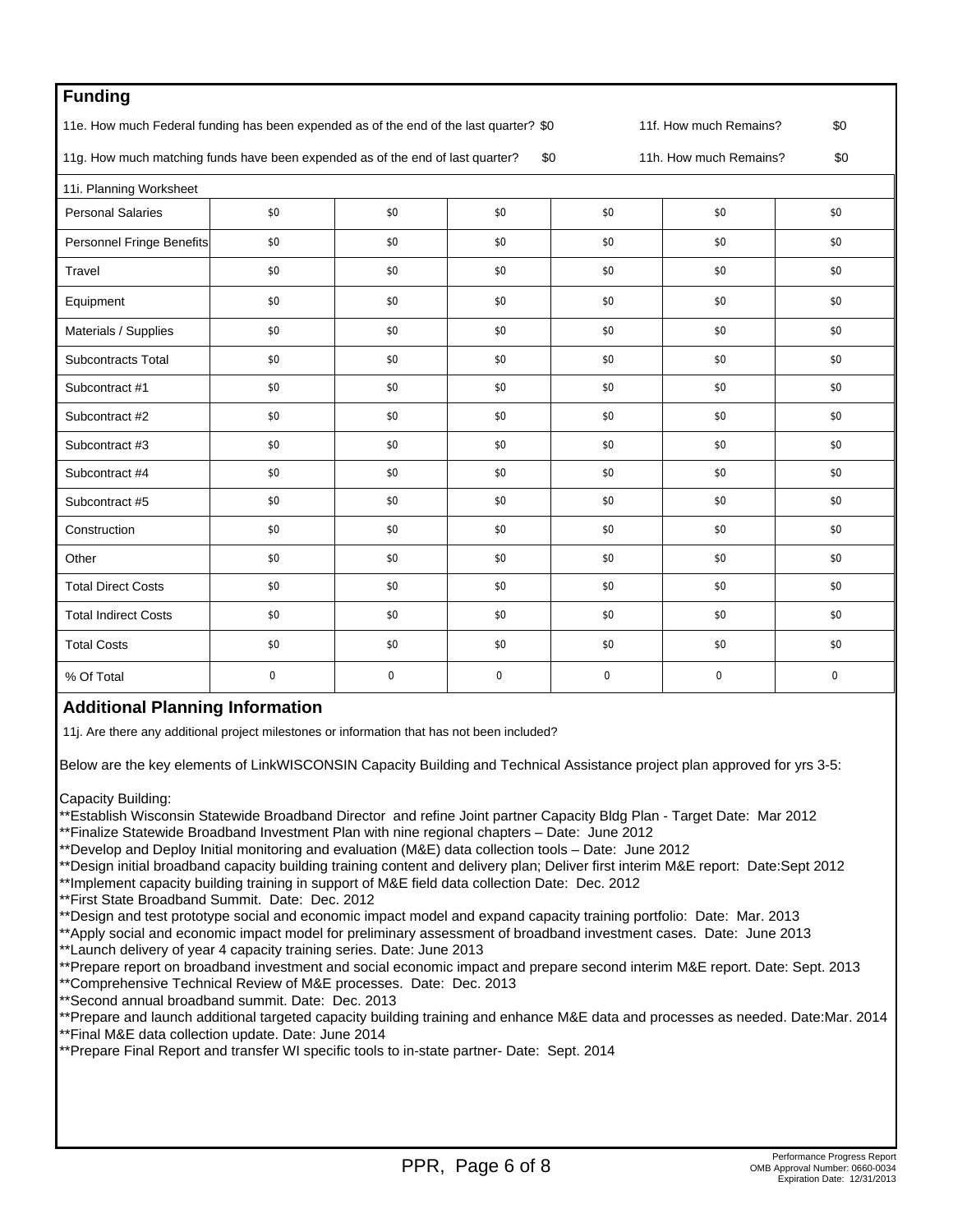## Funding

11e. How much Federal funding has been expended as of the end of the last quarter? $0 — 11f. How much Remains? $0

11g. How much matching funds have been expended as of the end of last quarter? $0 — 11h. How much Remains? $0

| 11i. Planning Worksheet | | | | | | |
|---|---|---|---|---|---|---|
| Personal Salaries | $0 | $0 | $0 | $0 | $0 | $0 |
| Personnel Fringe Benefits | $0 | $0 | $0 | $0 | $0 | $0 |
| Travel | $0 | $0 | $0 | $0 | $0 | $0 |
| Equipment | $0 | $0 | $0 | $0 | $0 | $0 |
| Materials / Supplies | $0 | $0 | $0 | $0 | $0 | $0 |
| Subcontracts Total | $0 | $0 | $0 | $0 | $0 | $0 |
| Subcontract #1 | $0 | $0 | $0 | $0 | $0 | $0 |
| Subcontract #2 | $0 | $0 | $0 | $0 | $0 | $0 |
| Subcontract #3 | $0 | $0 | $0 | $0 | $0 | $0 |
| Subcontract #4 | $0 | $0 | $0 | $0 | $0 | $0 |
| Subcontract #5 | $0 | $0 | $0 | $0 | $0 | $0 |
| Construction | $0 | $0 | $0 | $0 | $0 | $0 |
| Other | $0 | $0 | $0 | $0 | $0 | $0 |
| Total Direct Costs | $0 | $0 | $0 | $0 | $0 | $0 |
| Total Indirect Costs | $0 | $0 | $0 | $0 | $0 | $0 |
| Total Costs | $0 | $0 | $0 | $0 | $0 | $0 |
| % Of Total | 0 | 0 | 0 | 0 | 0 | 0 |

## Additional Planning Information

11j. Are there any additional project milestones or information that has not been included?

Below are the key elements of LinkWISCONSIN Capacity Building and Technical Assistance project plan approved for yrs 3-5:

Capacity Building:
**Establish Wisconsin Statewide Broadband Director and refine Joint partner Capacity Bldg Plan - Target Date: Mar 2012
**Finalize Statewide Broadband Investment Plan with nine regional chapters – Date: June 2012
**Develop and Deploy Initial monitoring and evaluation (M&E) data collection tools – Date: June 2012
**Design initial broadband capacity building training content and delivery plan; Deliver first interim M&E report: Date:Sept 2012
**Implement capacity building training in support of M&E field data collection Date: Dec. 2012
**First State Broadband Summit. Date: Dec. 2012
**Design and test prototype social and economic impact model and expand capacity training portfolio: Date: Mar. 2013
**Apply social and economic impact model for preliminary assessment of broadband investment cases. Date: June 2013
**Launch delivery of year 4 capacity training series. Date: June 2013
**Prepare report on broadband investment and social economic impact and prepare second interim M&E report. Date: Sept. 2013
**Comprehensive Technical Review of M&E processes. Date: Dec. 2013
**Second annual broadband summit. Date: Dec. 2013
**Prepare and launch additional targeted capacity building training and enhance M&E data and processes as needed. Date:Mar. 2014
**Final M&E data collection update. Date: June 2014
**Prepare Final Report and transfer WI specific tools to in-state partner- Date: Sept. 2014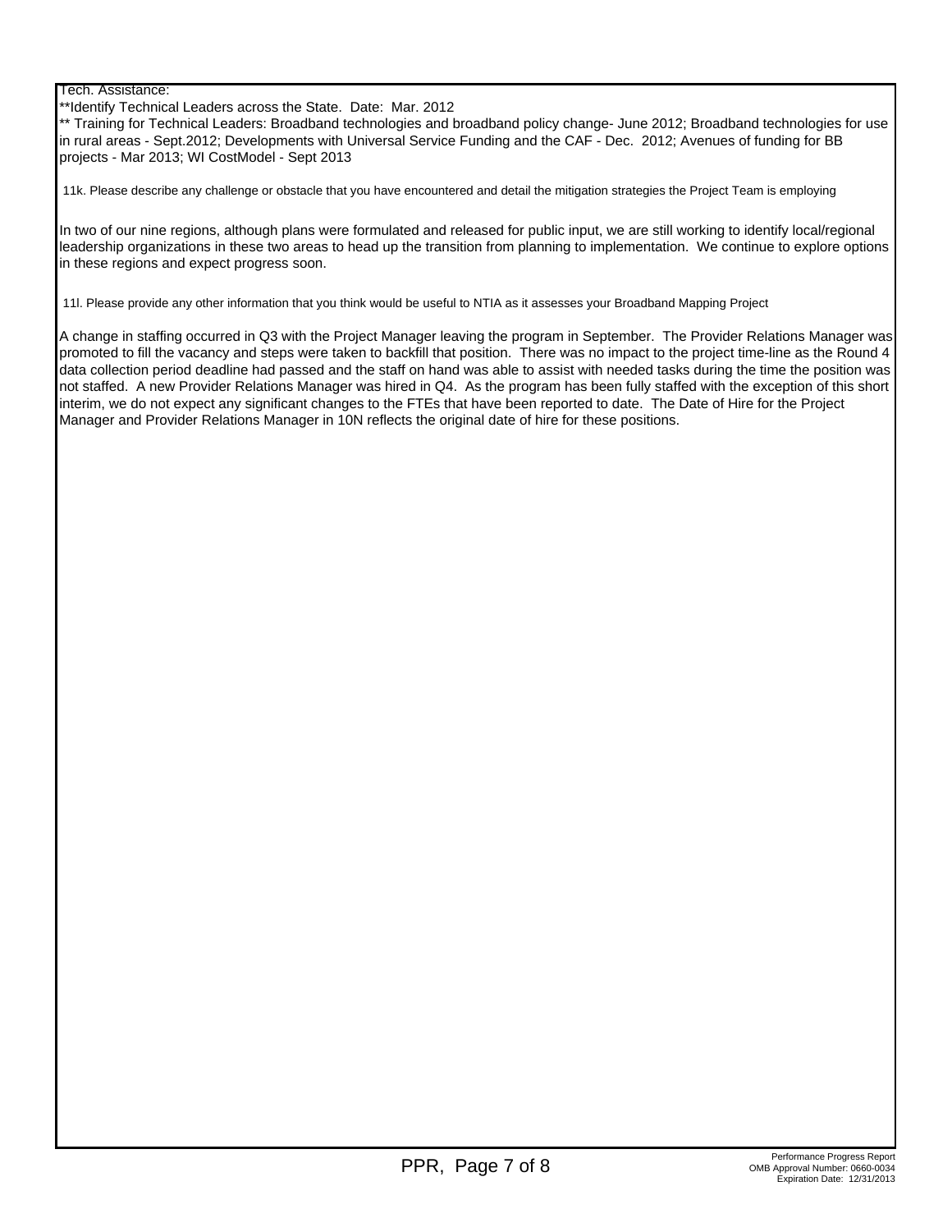Tech. Assistance:
**Identify Technical Leaders across the State. Date: Mar. 2012
** Training for Technical Leaders: Broadband technologies and broadband policy change- June 2012; Broadband technologies for use in rural areas - Sept.2012; Developments with Universal Service Funding and the CAF - Dec. 2012; Avenues of funding for BB projects - Mar 2013; WI CostModel - Sept 2013

11k. Please describe any challenge or obstacle that you have encountered and detail the mitigation strategies the Project Team is employing

In two of our nine regions, although plans were formulated and released for public input, we are still working to identify local/regional leadership organizations in these two areas to head up the transition from planning to implementation. We continue to explore options in these regions and expect progress soon.

11l. Please provide any other information that you think would be useful to NTIA as it assesses your Broadband Mapping Project

A change in staffing occurred in Q3 with the Project Manager leaving the program in September. The Provider Relations Manager was promoted to fill the vacancy and steps were taken to backfill that position. There was no impact to the project time-line as the Round 4 data collection period deadline had passed and the staff on hand was able to assist with needed tasks during the time the position was not staffed. A new Provider Relations Manager was hired in Q4. As the program has been fully staffed with the exception of this short interim, we do not expect any significant changes to the FTEs that have been reported to date. The Date of Hire for the Project Manager and Provider Relations Manager in 10N reflects the original date of hire for these positions.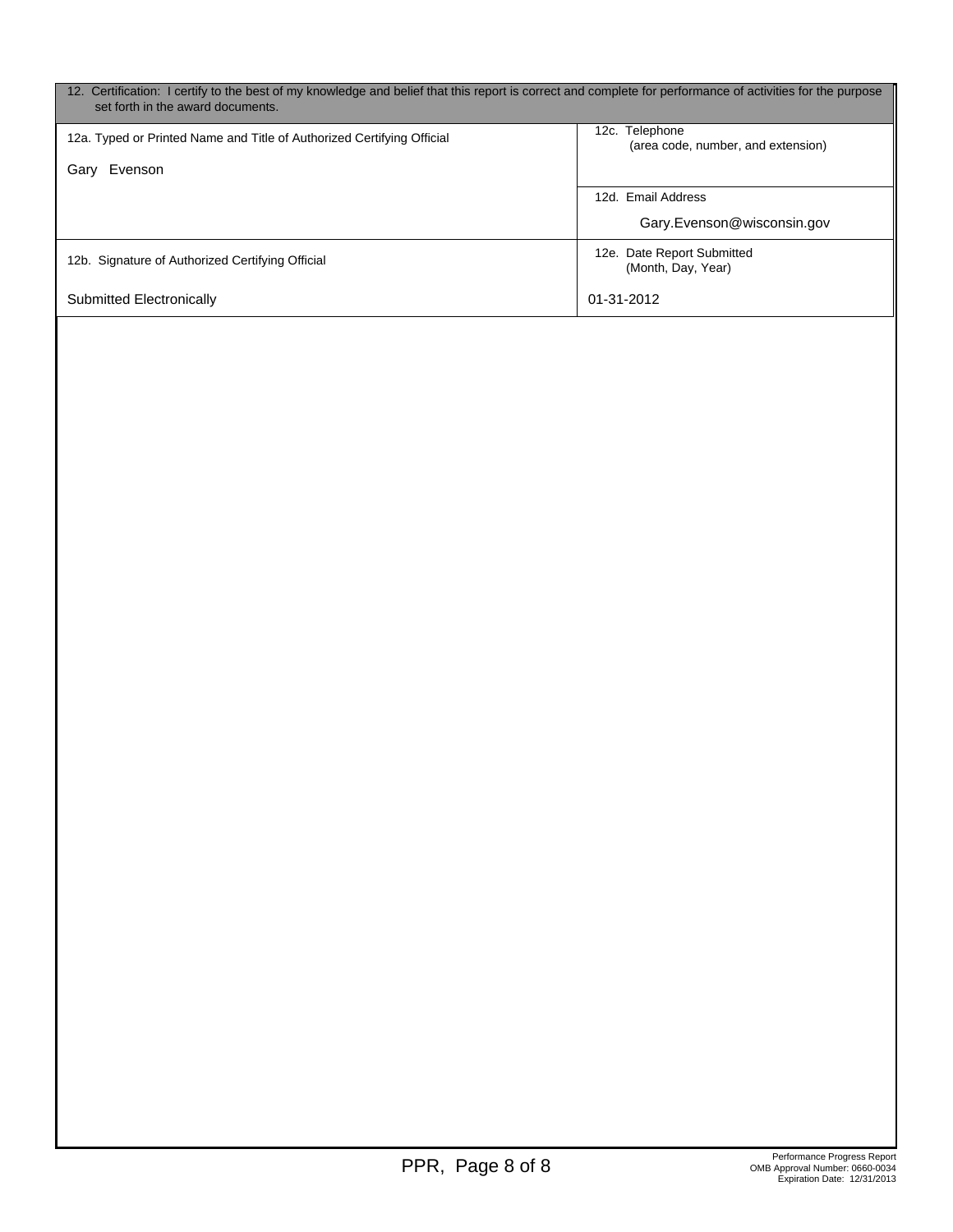**12. Certification: I certify to the best of my knowledge and belief that this report is correct and complete for performance of activities for the purpose set forth in the award documents.**

| | |
|---|---|
| 12a. Typed or Printed Name and Title of Authorized Certifying Official<br><br>Gary Evenson | 12c. Telephone (area code, number, and extension)<br><br>12d. Email Address<br><br>Gary.Evenson@wisconsin.gov |
| 12b. Signature of Authorized Certifying Official<br><br>Submitted Electronically | 12e. Date Report Submitted (Month, Day, Year)<br><br>01-31-2012 |